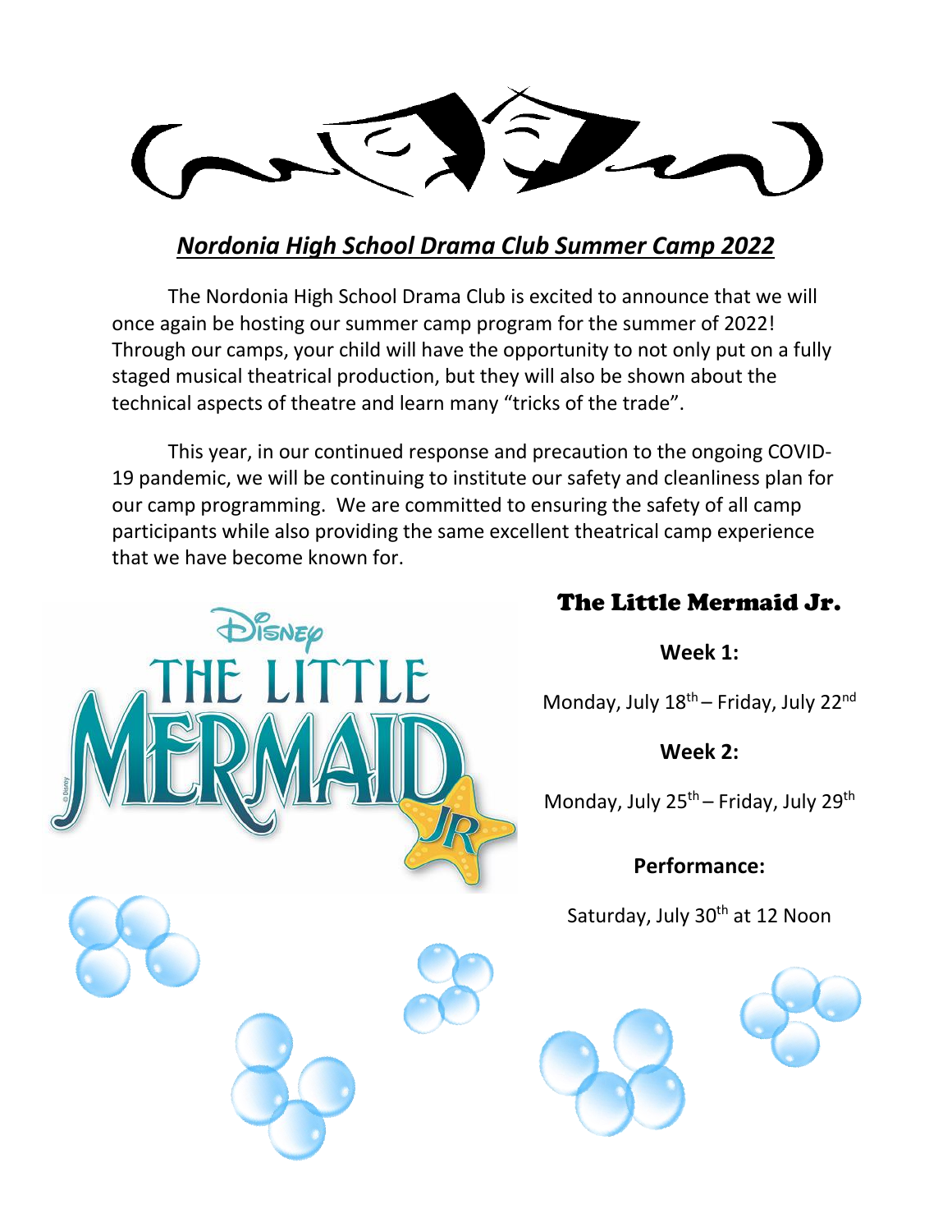# *Nordonia High School Drama Club Summer Camp 2022*

The Nordonia High School Drama Club is excited to announce that we will once again be hosting our summer camp program for the summer of 2022! Through our camps, your child will have the opportunity to not only put on a fully staged musical theatrical production, but they will also be shown about the technical aspects of theatre and learn many "tricks of the trade".

This year, in our continued response and precaution to the ongoing COVID-19 pandemic, we will be continuing to institute our safety and cleanliness plan for our camp programming. We are committed to ensuring the safety of all camp participants while also providing the same excellent theatrical camp experience that we have become known for.

## The Little Mermaid Jr.

**Week 1:**

Monday, July 18th – Friday, July 22nd

**Week 2:**

Monday, July 25th – Friday, July 29th

**Performance:**

Saturday, July 30th at 12 Noon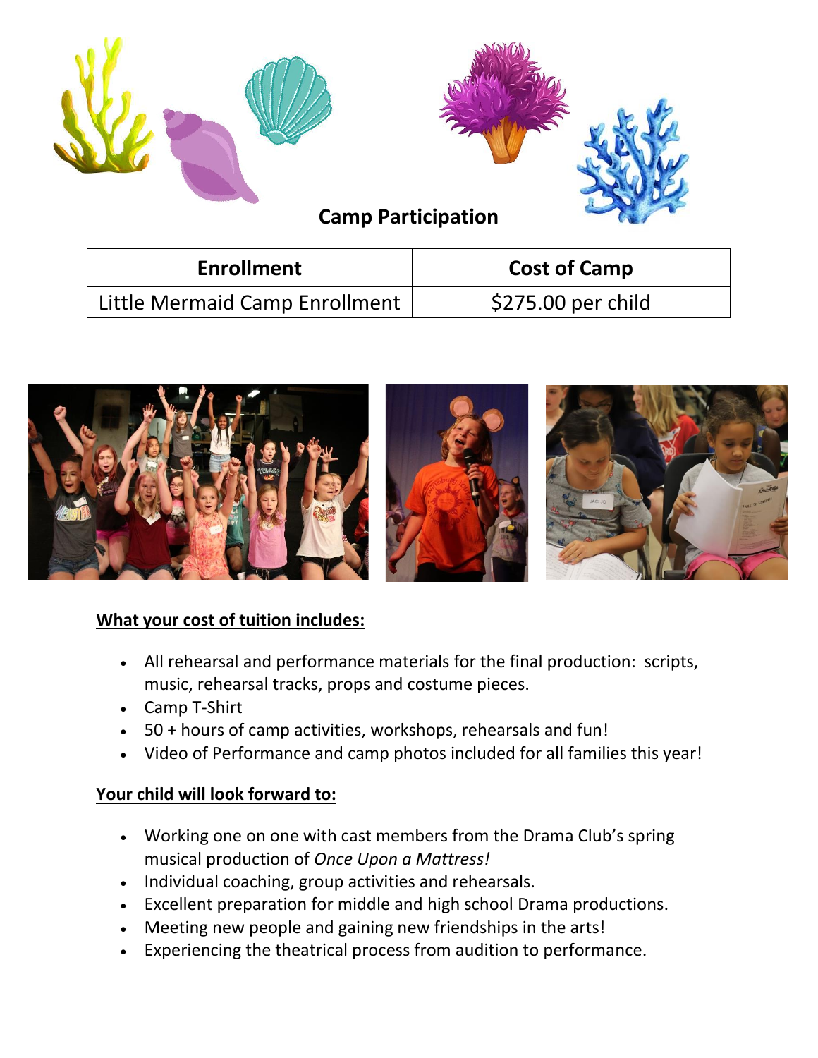## Camp Participation

| Enrollment | Cost of Camp |
|---|---|
| Little Mermaid Camp Enrollment | $275.00 per child |

**What your cost of tuition includes:**

- All rehearsal and performance materials for the final production: scripts, music, rehearsal tracks, props and costume pieces.
- Camp T-Shirt
- 50 + hours of camp activities, workshops, rehearsals and fun!
- Video of Performance and camp photos included for all families this year!

**Your child will look forward to:**

- Working one on one with cast members from the Drama Club's spring musical production of *Once Upon a Mattress!*
- Individual coaching, group activities and rehearsals.
- Excellent preparation for middle and high school Drama productions.
- Meeting new people and gaining new friendships in the arts!
- Experiencing the theatrical process from audition to performance.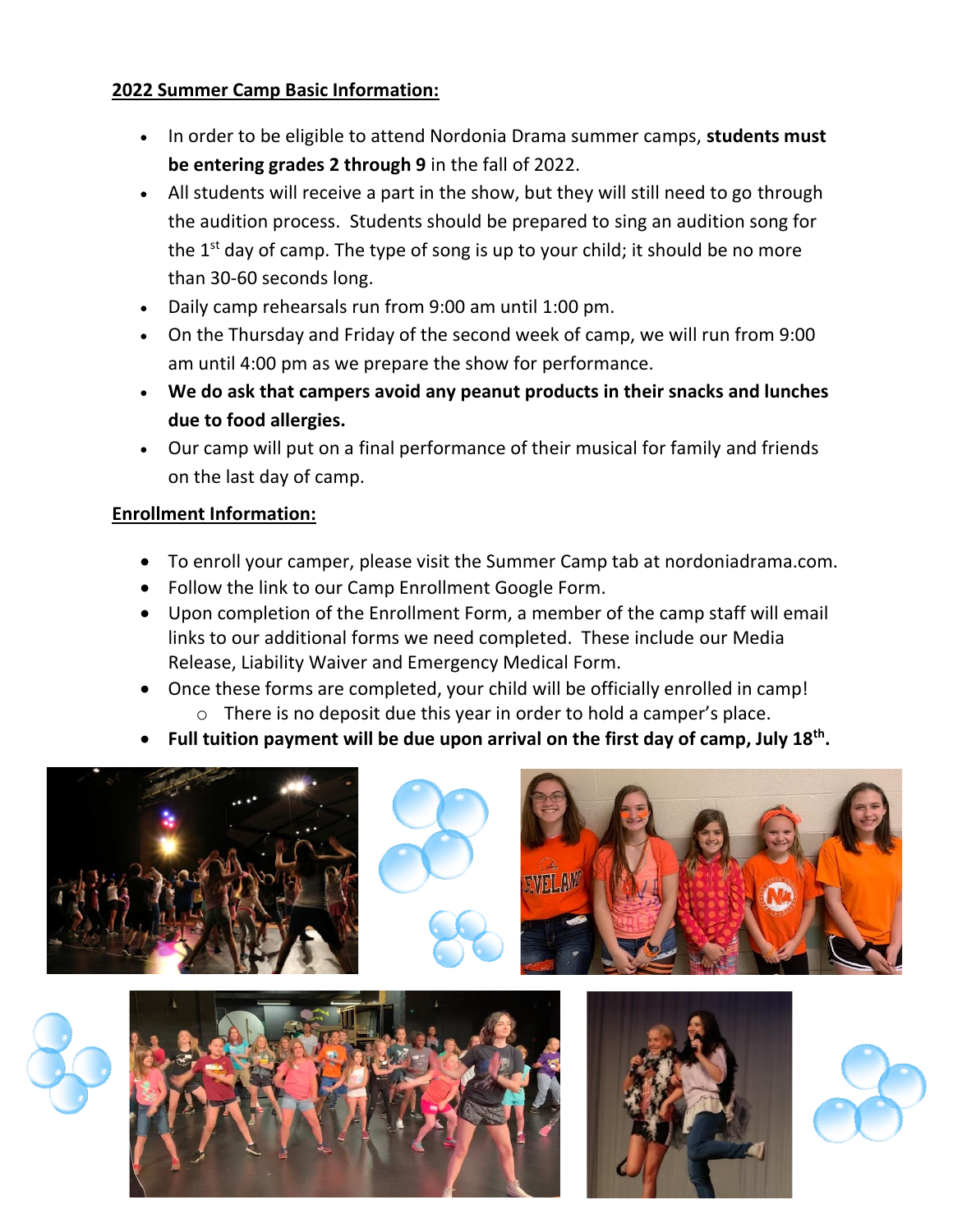**2022 Summer Camp Basic Information:**

- In order to be eligible to attend Nordonia Drama summer camps, **students must be entering grades 2 through 9** in the fall of 2022.
- All students will receive a part in the show, but they will still need to go through the audition process. Students should be prepared to sing an audition song for the 1st day of camp. The type of song is up to your child; it should be no more than 30-60 seconds long.
- Daily camp rehearsals run from 9:00 am until 1:00 pm.
- On the Thursday and Friday of the second week of camp, we will run from 9:00 am until 4:00 pm as we prepare the show for performance.
- **We do ask that campers avoid any peanut products in their snacks and lunches due to food allergies.**
- Our camp will put on a final performance of their musical for family and friends on the last day of camp.

**Enrollment Information:**

- To enroll your camper, please visit the Summer Camp tab at nordoniadrama.com.
- Follow the link to our Camp Enrollment Google Form.
- Upon completion of the Enrollment Form, a member of the camp staff will email links to our additional forms we need completed. These include our Media Release, Liability Waiver and Emergency Medical Form.
- Once these forms are completed, your child will be officially enrolled in camp!
    - There is no deposit due this year in order to hold a camper's place.
- **Full tuition payment will be due upon arrival on the first day of camp, July 18th.**